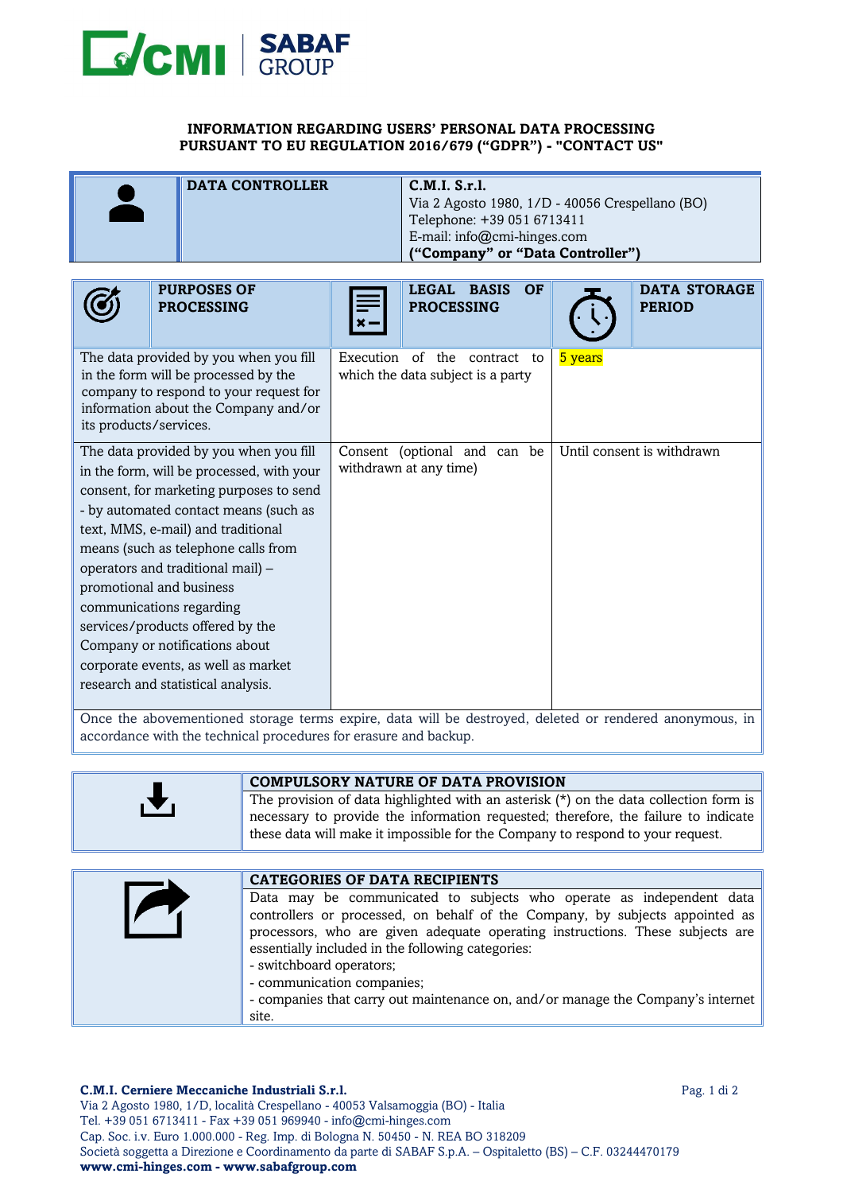# INFORMATION REGARDING USERS' PERSONAL DATA PROCESSING PURSUANT TO EU REGULATION 2016/679 ("GDPR") - "CONTACT US"

| DATA CONTROLLER | |
|---|---|
| | **C.M.I. S.r.l.**<br>Via 2 Agosto 1980, 1/D - 40056 Crespellano (BO)<br>Telephone: +39 051 6713411<br>E-mail: info@cmi-hinges.com<br>**("Company" or "Data Controller")** |

| PURPOSES OF PROCESSING | LEGAL BASIS OF PROCESSING | DATA STORAGE PERIOD |
|---|---|---|
| The data provided by you when you fill in the form will be processed by the company to respond to your request for information about the Company and/or its products/services. | Execution of the contract to which the data subject is a party | 5 years |
| The data provided by you when you fill in the form, will be processed, with your consent, for marketing purposes to send - by automated contact means (such as text, MMS, e-mail) and traditional means (such as telephone calls from operators and traditional mail) – promotional and business communications regarding services/products offered by the Company or notifications about corporate events, as well as market research and statistical analysis. | Consent (optional and can be withdrawn at any time) | Until consent is withdrawn |

Once the abovementioned storage terms expire, data will be destroyed, deleted or rendered anonymous, in accordance with the technical procedures for erasure and backup.

## COMPULSORY NATURE OF DATA PROVISION

The provision of data highlighted with an asterisk (*) on the data collection form is necessary to provide the information requested; therefore, the failure to indicate these data will make it impossible for the Company to respond to your request.

## CATEGORIES OF DATA RECIPIENTS

Data may be communicated to subjects who operate as independent data controllers or processed, on behalf of the Company, by subjects appointed as processors, who are given adequate operating instructions. These subjects are essentially included in the following categories:
- switchboard operators;
- communication companies;
- companies that carry out maintenance on, and/or manage the Company's internet site.

**C.M.I. Cerniere Meccaniche Industriali S.r.l.**
Via 2 Agosto 1980, 1/D, località Crespellano - 40053 Valsamoggia (BO) - Italia
Tel. +39 051 6713411 - Fax +39 051 969940 - info@cmi-hinges.com
Cap. Soc. i.v. Euro 1.000.000 - Reg. Imp. di Bologna N. 50450 - N. REA BO 318209
Società soggetta a Direzione e Coordinamento da parte di SABAF S.p.A. – Ospitaletto (BS) – C.F. 03244470179
**www.cmi-hinges.com - www.sabafgroup.com**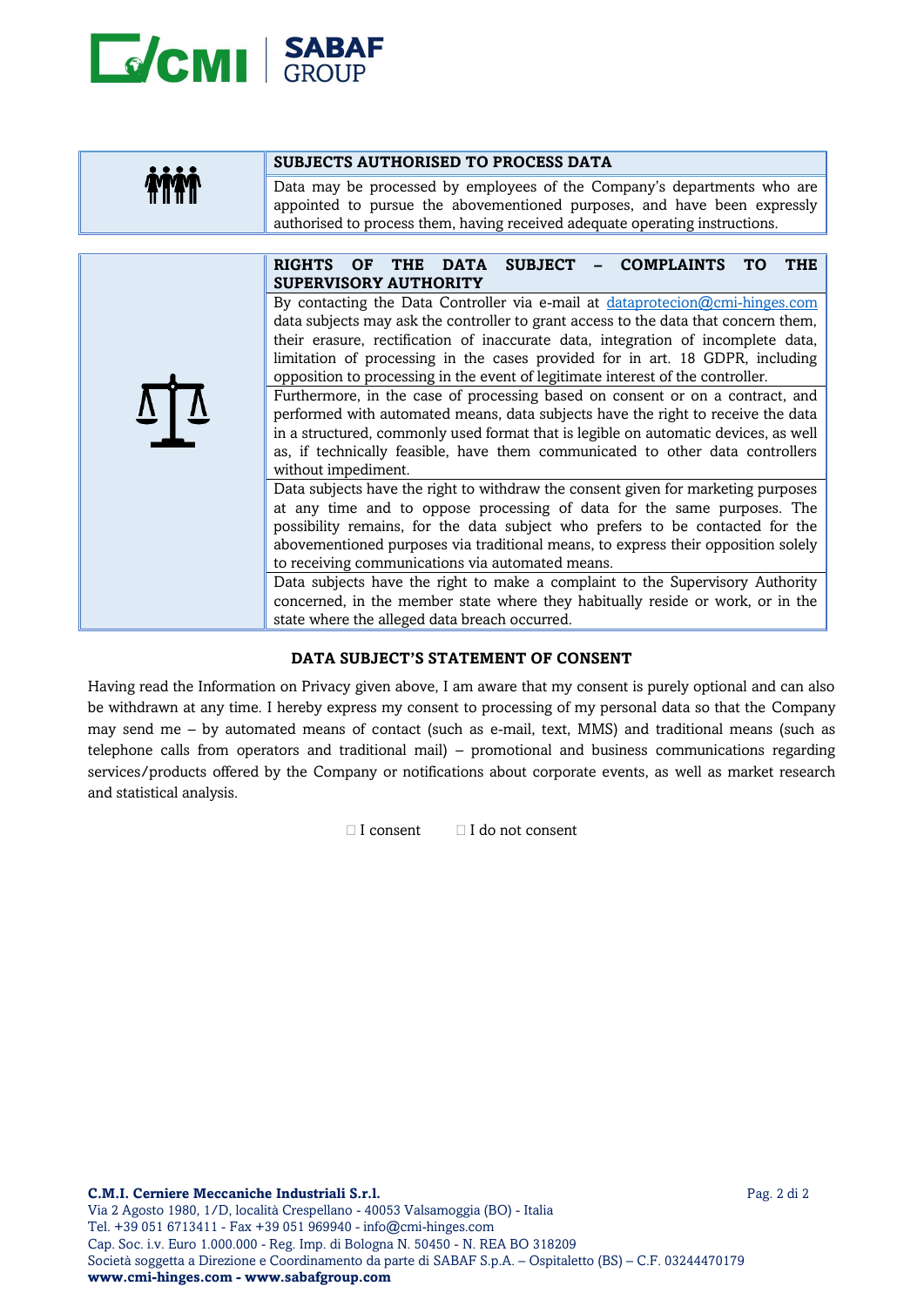| | SUBJECTS AUTHORISED TO PROCESS DATA |
|---|---|
| | Data may be processed by employees of the Company's departments who are appointed to pursue the abovementioned purposes, and have been expressly authorised to process them, having received adequate operating instructions. |

| | RIGHTS OF THE DATA SUBJECT – COMPLAINTS TO THE SUPERVISORY AUTHORITY |
|---|---|
| | By contacting the Data Controller via e-mail at dataprotecion@cmi-hinges.com data subjects may ask the controller to grant access to the data that concern them, their erasure, rectification of inaccurate data, integration of incomplete data, limitation of processing in the cases provided for in art. 18 GDPR, including opposition to processing in the event of legitimate interest of the controller. |
| | Furthermore, in the case of processing based on consent or on a contract, and performed with automated means, data subjects have the right to receive the data in a structured, commonly used format that is legible on automatic devices, as well as, if technically feasible, have them communicated to other data controllers without impediment. |
| | Data subjects have the right to withdraw the consent given for marketing purposes at any time and to oppose processing of data for the same purposes. The possibility remains, for the data subject who prefers to be contacted for the abovementioned purposes via traditional means, to express their opposition solely to receiving communications via automated means. |
| | Data subjects have the right to make a complaint to the Supervisory Authority concerned, in the member state where they habitually reside or work, or in the state where the alleged data breach occurred. |

## DATA SUBJECT'S STATEMENT OF CONSENT

Having read the Information on Privacy given above, I am aware that my consent is purely optional and can also be withdrawn at any time. I hereby express my consent to processing of my personal data so that the Company may send me – by automated means of contact (such as e-mail, text, MMS) and traditional means (such as telephone calls from operators and traditional mail) – promotional and business communications regarding services/products offered by the Company or notifications about corporate events, as well as market research and statistical analysis.

☐ I consent ☐ I do not consent